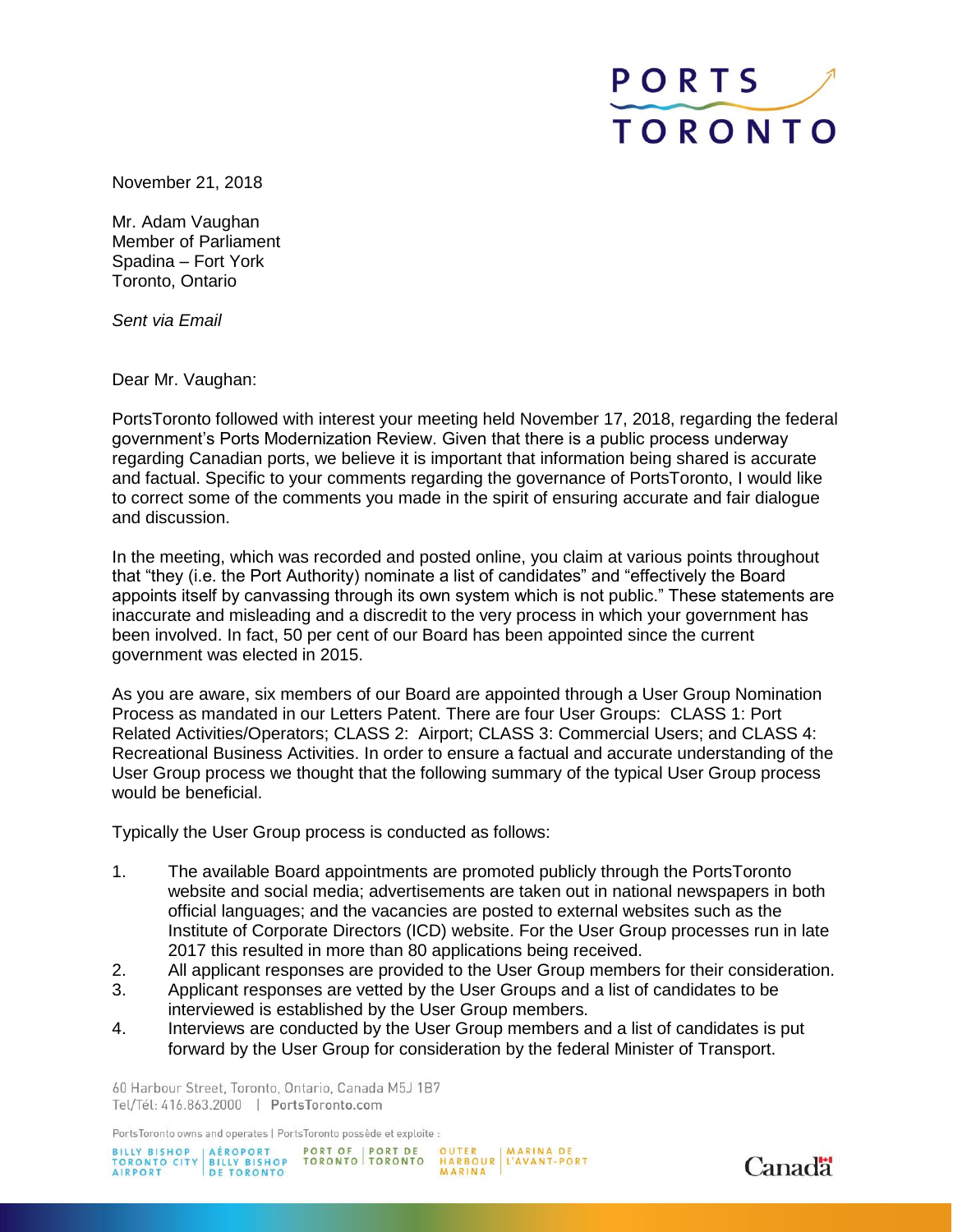November 21, 2018

Mr. Adam Vaughan
Member of Parliament
Spadina – Fort York
Toronto, Ontario

*Sent via Email*

Dear Mr. Vaughan:

PortsToronto followed with interest your meeting held November 17, 2018, regarding the federal government's Ports Modernization Review. Given that there is a public process underway regarding Canadian ports, we believe it is important that information being shared is accurate and factual. Specific to your comments regarding the governance of PortsToronto, I would like to correct some of the comments you made in the spirit of ensuring accurate and fair dialogue and discussion.

In the meeting, which was recorded and posted online, you claim at various points throughout that "they (i.e. the Port Authority) nominate a list of candidates" and "effectively the Board appoints itself by canvassing through its own system which is not public." These statements are inaccurate and misleading and a discredit to the very process in which your government has been involved. In fact, 50 per cent of our Board has been appointed since the current government was elected in 2015.

As you are aware, six members of our Board are appointed through a User Group Nomination Process as mandated in our Letters Patent. There are four User Groups: CLASS 1: Port Related Activities/Operators; CLASS 2: Airport; CLASS 3: Commercial Users; and CLASS 4: Recreational Business Activities. In order to ensure a factual and accurate understanding of the User Group process we thought that the following summary of the typical User Group process would be beneficial.

Typically the User Group process is conducted as follows:

1. The available Board appointments are promoted publicly through the PortsToronto website and social media; advertisements are taken out in national newspapers in both official languages; and the vacancies are posted to external websites such as the Institute of Corporate Directors (ICD) website. For the User Group processes run in late 2017 this resulted in more than 80 applications being received.
2. All applicant responses are provided to the User Group members for their consideration.
3. Applicant responses are vetted by the User Groups and a list of candidates to be interviewed is established by the User Group members.
4. Interviews are conducted by the User Group members and a list of candidates is put forward by the User Group for consideration by the federal Minister of Transport.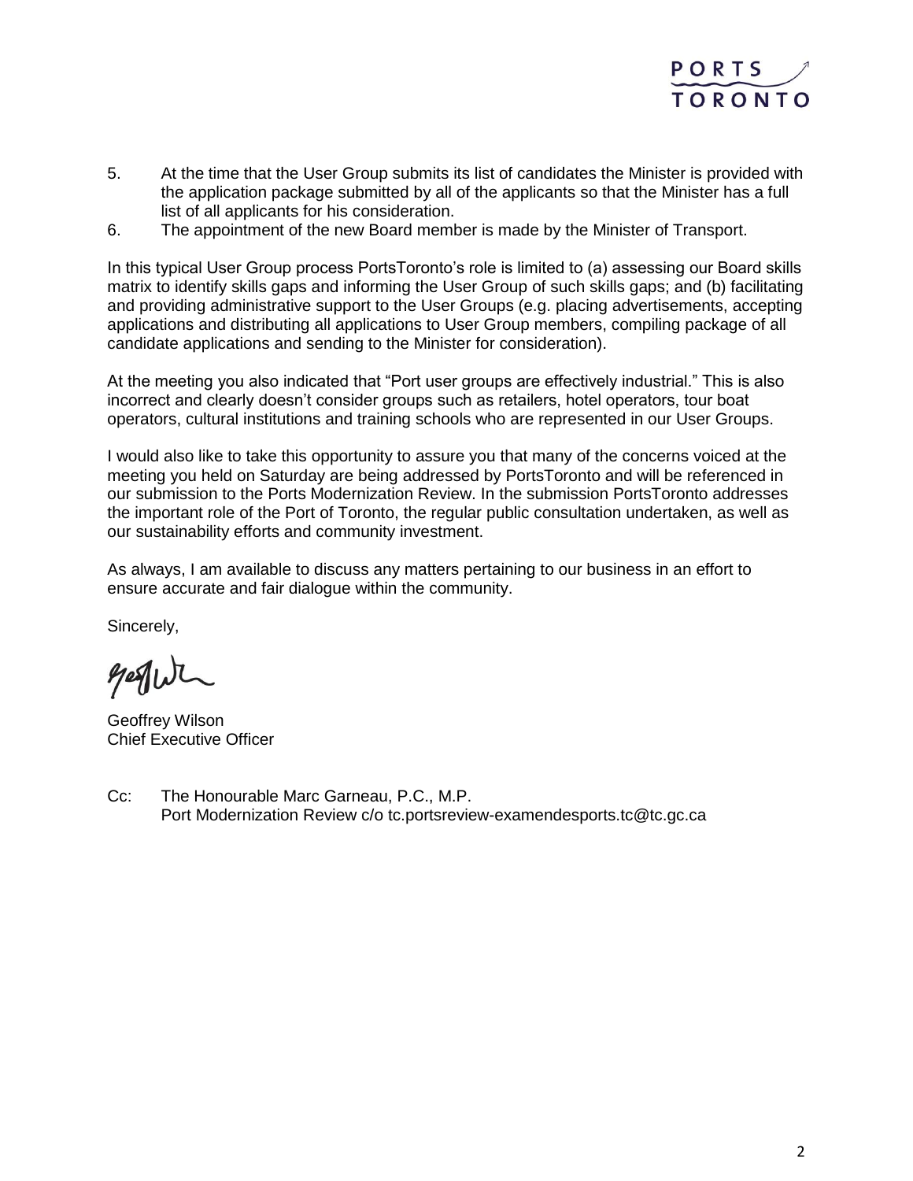5. At the time that the User Group submits its list of candidates the Minister is provided with the application package submitted by all of the applicants so that the Minister has a full list of all applicants for his consideration.
6. The appointment of the new Board member is made by the Minister of Transport.

In this typical User Group process PortsToronto's role is limited to (a) assessing our Board skills matrix to identify skills gaps and informing the User Group of such skills gaps; and (b) facilitating and providing administrative support to the User Groups (e.g. placing advertisements, accepting applications and distributing all applications to User Group members, compiling package of all candidate applications and sending to the Minister for consideration).

At the meeting you also indicated that "Port user groups are effectively industrial." This is also incorrect and clearly doesn't consider groups such as retailers, hotel operators, tour boat operators, cultural institutions and training schools who are represented in our User Groups.

I would also like to take this opportunity to assure you that many of the concerns voiced at the meeting you held on Saturday are being addressed by PortsToronto and will be referenced in our submission to the Ports Modernization Review. In the submission PortsToronto addresses the important role of the Port of Toronto, the regular public consultation undertaken, as well as our sustainability efforts and community investment.

As always, I am available to discuss any matters pertaining to our business in an effort to ensure accurate and fair dialogue within the community.

Sincerely,

Geoffrey Wilson
Chief Executive Officer

Cc: The Honourable Marc Garneau, P.C., M.P.
Port Modernization Review c/o tc.portsreview-examendesports.tc@tc.gc.ca